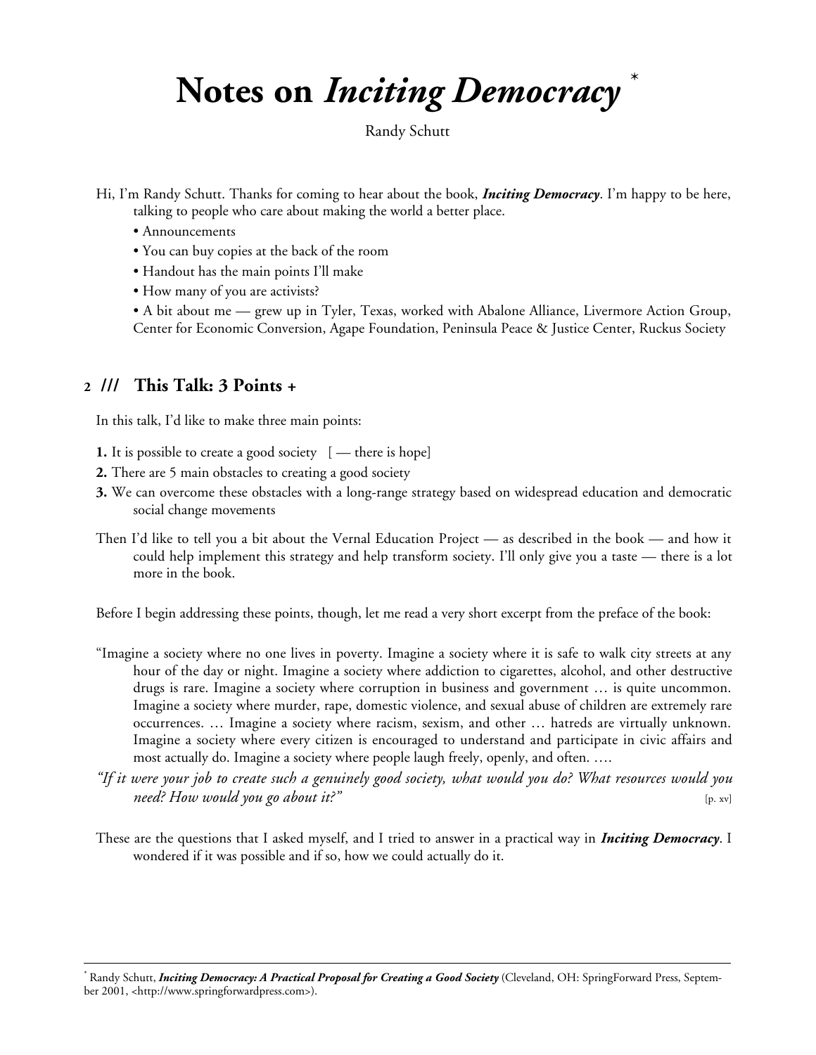# Notes on *Inciting Democracy* *

Randy Schutt

Hi, I'm Randy Schutt. Thanks for coming to hear about the book, ***Inciting Democracy***. I'm happy to be here, talking to people who care about making the world a better place.

- Announcements
- You can buy copies at the back of the room
- Handout has the main points I'll make
- How many of you are activists?
- A bit about me — grew up in Tyler, Texas, worked with Abalone Alliance, Livermore Action Group, Center for Economic Conversion, Agape Foundation, Peninsula Peace & Justice Center, Ruckus Society

## 2 /// This Talk: 3 Points +

In this talk, I'd like to make three main points:

**1.** It is possible to create a good society [ — there is hope]

**2.** There are 5 main obstacles to creating a good society

**3.** We can overcome these obstacles with a long-range strategy based on widespread education and democratic social change movements

Then I'd like to tell you a bit about the Vernal Education Project — as described in the book — and how it could help implement this strategy and help transform society. I'll only give you a taste — there is a lot more in the book.

Before I begin addressing these points, though, let me read a very short excerpt from the preface of the book:

"Imagine a society where no one lives in poverty. Imagine a society where it is safe to walk city streets at any hour of the day or night. Imagine a society where addiction to cigarettes, alcohol, and other destructive drugs is rare. Imagine a society where corruption in business and government … is quite uncommon. Imagine a society where murder, rape, domestic violence, and sexual abuse of children are extremely rare occurrences. … Imagine a society where racism, sexism, and other … hatreds are virtually unknown. Imagine a society where every citizen is encouraged to understand and participate in civic affairs and most actually do. Imagine a society where people laugh freely, openly, and often. ….

*"If it were your job to create such a genuinely good society, what would you do? What resources would you need? How would you go about it?"* [p. xv]

These are the questions that I asked myself, and I tried to answer in a practical way in ***Inciting Democracy***. I wondered if it was possible and if so, how we could actually do it.

---

* Randy Schutt, ***Inciting Democracy: A Practical Proposal for Creating a Good Society*** (Cleveland, OH: SpringForward Press, September 2001, <http://www.springforwardpress.com>).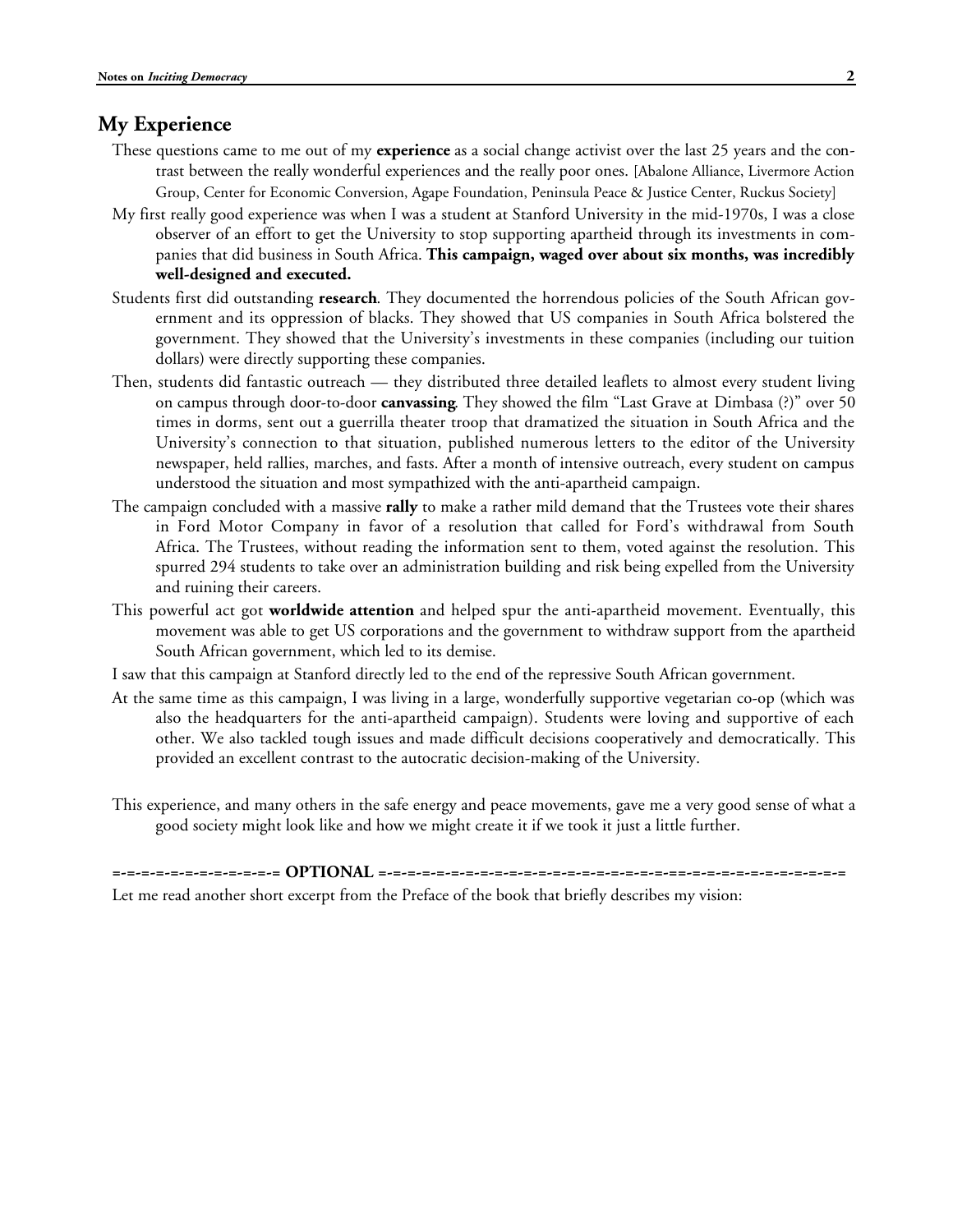## My Experience

These questions came to me out of my **experience** as a social change activist over the last 25 years and the contrast between the really wonderful experiences and the really poor ones. [Abalone Alliance, Livermore Action Group, Center for Economic Conversion, Agape Foundation, Peninsula Peace & Justice Center, Ruckus Society]

My first really good experience was when I was a student at Stanford University in the mid-1970s, I was a close observer of an effort to get the University to stop supporting apartheid through its investments in companies that did business in South Africa. **This campaign, waged over about six months, was incredibly well-designed and executed.**

Students first did outstanding **research**. They documented the horrendous policies of the South African government and its oppression of blacks. They showed that US companies in South Africa bolstered the government. They showed that the University's investments in these companies (including our tuition dollars) were directly supporting these companies.

Then, students did fantastic outreach — they distributed three detailed leaflets to almost every student living on campus through door-to-door **canvassing**. They showed the film "Last Grave at Dimbasa (?)" over 50 times in dorms, sent out a guerrilla theater troop that dramatized the situation in South Africa and the University's connection to that situation, published numerous letters to the editor of the University newspaper, held rallies, marches, and fasts. After a month of intensive outreach, every student on campus understood the situation and most sympathized with the anti-apartheid campaign.

The campaign concluded with a massive **rally** to make a rather mild demand that the Trustees vote their shares in Ford Motor Company in favor of a resolution that called for Ford's withdrawal from South Africa. The Trustees, without reading the information sent to them, voted against the resolution. This spurred 294 students to take over an administration building and risk being expelled from the University and ruining their careers.

This powerful act got **worldwide attention** and helped spur the anti-apartheid movement. Eventually, this movement was able to get US corporations and the government to withdraw support from the apartheid South African government, which led to its demise.

I saw that this campaign at Stanford directly led to the end of the repressive South African government.

At the same time as this campaign, I was living in a large, wonderfully supportive vegetarian co-op (which was also the headquarters for the anti-apartheid campaign). Students were loving and supportive of each other. We also tackled tough issues and made difficult decisions cooperatively and democratically. This provided an excellent contrast to the autocratic decision-making of the University.

This experience, and many others in the safe energy and peace movements, gave me a very good sense of what a good society might look like and how we might create it if we took it just a little further.

=-=-=-=-=-=-=-=-=-=-= **OPTIONAL** =-=-=-=-=-=-=-=-=-=-=-=-=-=-=-=-=-=-=-=-=-=-=-=-=-=-=-=-=-=-=-=-=-=-=

Let me read another short excerpt from the Preface of the book that briefly describes my vision: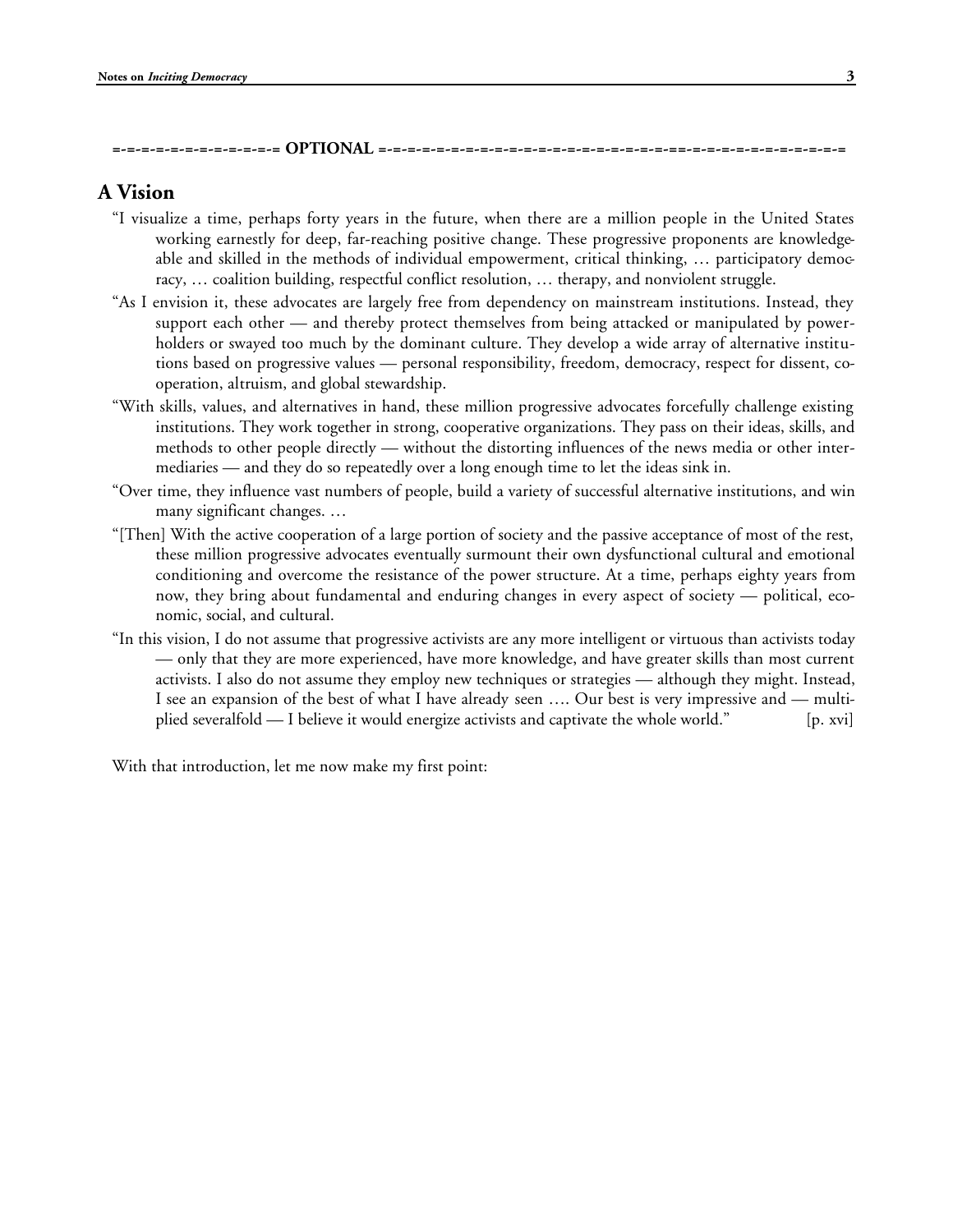=-=-=-=-=-=-=-=-=-=-= **OPTIONAL** =-=-=-=-=-=-=-=-=-=-=-=-=-=-=-=-=-=-=-=-=-=-=-=-=-=-=-=-=-=-=-=-=-=-=-=-=-=-=

## A Vision

"I visualize a time, perhaps forty years in the future, when there are a million people in the United States working earnestly for deep, far-reaching positive change. These progressive proponents are knowledgeable and skilled in the methods of individual empowerment, critical thinking, … participatory democracy, … coalition building, respectful conflict resolution, … therapy, and nonviolent struggle.

"As I envision it, these advocates are largely free from dependency on mainstream institutions. Instead, they support each other — and thereby protect themselves from being attacked or manipulated by powerholders or swayed too much by the dominant culture. They develop a wide array of alternative institutions based on progressive values — personal responsibility, freedom, democracy, respect for dissent, cooperation, altruism, and global stewardship.

"With skills, values, and alternatives in hand, these million progressive advocates forcefully challenge existing institutions. They work together in strong, cooperative organizations. They pass on their ideas, skills, and methods to other people directly — without the distorting influences of the news media or other intermediaries — and they do so repeatedly over a long enough time to let the ideas sink in.

"Over time, they influence vast numbers of people, build a variety of successful alternative institutions, and win many significant changes. …

"[Then] With the active cooperation of a large portion of society and the passive acceptance of most of the rest, these million progressive advocates eventually surmount their own dysfunctional cultural and emotional conditioning and overcome the resistance of the power structure. At a time, perhaps eighty years from now, they bring about fundamental and enduring changes in every aspect of society — political, economic, social, and cultural.

"In this vision, I do not assume that progressive activists are any more intelligent or virtuous than activists today — only that they are more experienced, have more knowledge, and have greater skills than most current activists. I also do not assume they employ new techniques or strategies — although they might. Instead, I see an expansion of the best of what I have already seen …. Our best is very impressive and — multiplied severalfold — I believe it would energize activists and captivate the whole world." [p. xvi]

With that introduction, let me now make my first point: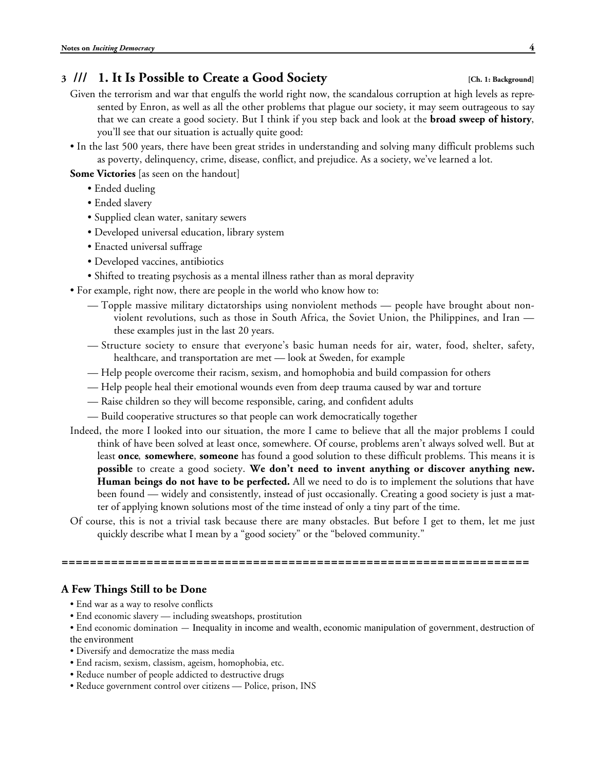## 3 /// 1. It Is Possible to Create a Good Society [Ch. 1: Background]

Given the terrorism and war that engulfs the world right now, the scandalous corruption at high levels as represented by Enron, as well as all the other problems that plague our society, it may seem outrageous to say that we can create a good society. But I think if you step back and look at the **broad sweep of history**, you'll see that our situation is actually quite good:

- In the last 500 years, there have been great strides in understanding and solving many difficult problems such as poverty, delinquency, crime, disease, conflict, and prejudice. As a society, we've learned a lot.

**Some Victories** [as seen on the handout]

- Ended dueling
- Ended slavery
- Supplied clean water, sanitary sewers
- Developed universal education, library system
- Enacted universal suffrage
- Developed vaccines, antibiotics
- Shifted to treating psychosis as a mental illness rather than as moral depravity

- For example, right now, there are people in the world who know how to:
  - — Topple massive military dictatorships using nonviolent methods — people have brought about nonviolent revolutions, such as those in South Africa, the Soviet Union, the Philippines, and Iran — these examples just in the last 20 years.
  - — Structure society to ensure that everyone's basic human needs for air, water, food, shelter, safety, healthcare, and transportation are met — look at Sweden, for example
  - — Help people overcome their racism, sexism, and homophobia and build compassion for others
  - — Help people heal their emotional wounds even from deep trauma caused by war and torture
  - — Raise children so they will become responsible, caring, and confident adults
  - — Build cooperative structures so that people can work democratically together

Indeed, the more I looked into our situation, the more I came to believe that all the major problems I could think of have been solved at least once, somewhere. Of course, problems aren't always solved well. But at least **once**, **somewhere**, **someone** has found a good solution to these difficult problems. This means it is **possible** to create a good society. **We don't need to invent anything or discover anything new. Human beings do not have to be perfected.** All we need to do is to implement the solutions that have been found — widely and consistently, instead of just occasionally. Creating a good society is just a matter of applying known solutions most of the time instead of only a tiny part of the time.

Of course, this is not a trivial task because there are many obstacles. But before I get to them, let me just quickly describe what I mean by a "good society" or the "beloved community."

==================================================================

### A Few Things Still to be Done

- End war as a way to resolve conflicts
- End economic slavery — including sweatshops, prostitution
- End economic domination — Inequality in income and wealth, economic manipulation of government, destruction of the environment
- Diversify and democratize the mass media
- End racism, sexism, classism, ageism, homophobia, etc.
- Reduce number of people addicted to destructive drugs
- Reduce government control over citizens — Police, prison, INS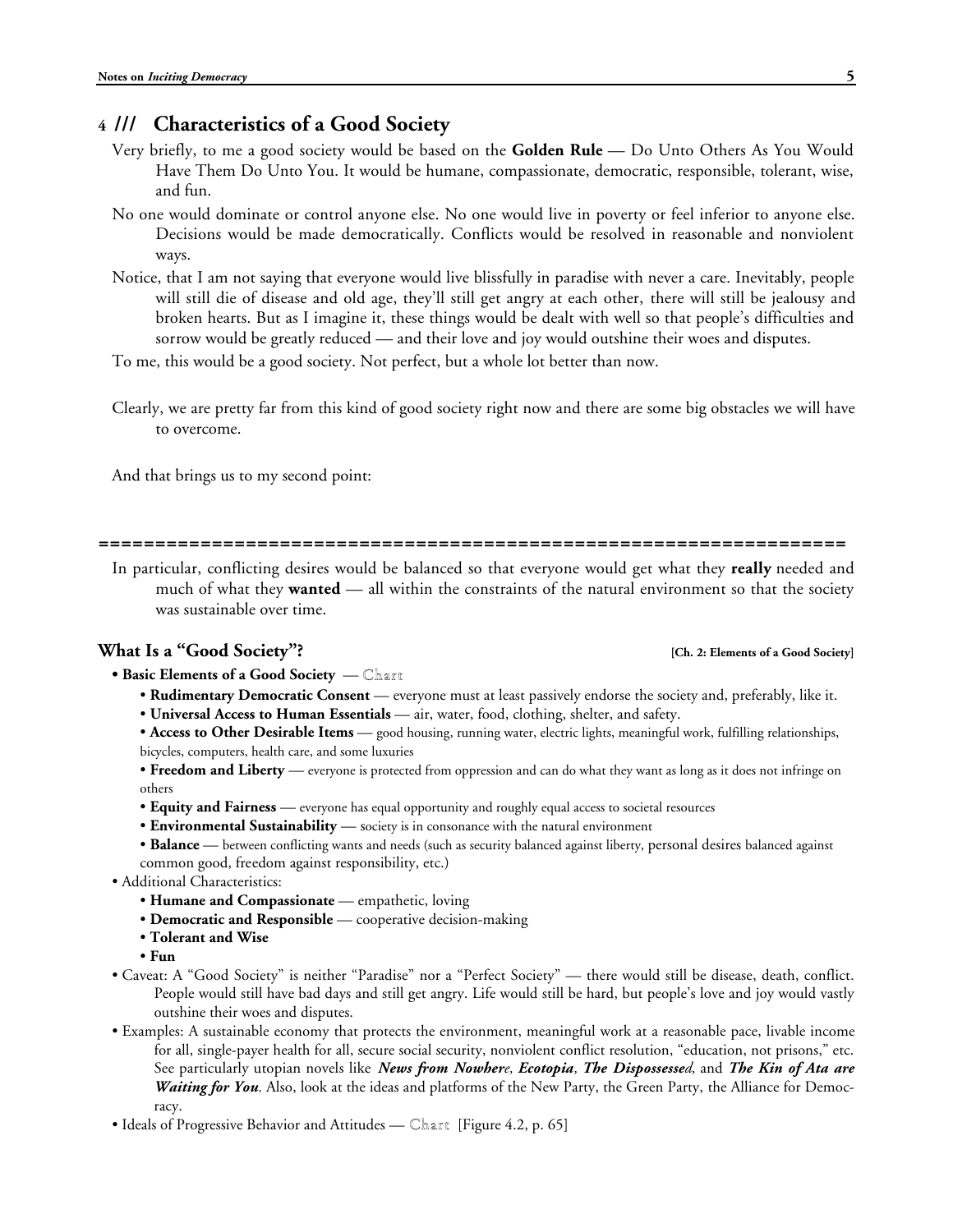## 4 /// Characteristics of a Good Society

Very briefly, to me a good society would be based on the **Golden Rule** — Do Unto Others As You Would Have Them Do Unto You. It would be humane, compassionate, democratic, responsible, tolerant, wise, and fun.

No one would dominate or control anyone else. No one would live in poverty or feel inferior to anyone else. Decisions would be made democratically. Conflicts would be resolved in reasonable and nonviolent ways.

Notice, that I am not saying that everyone would live blissfully in paradise with never a care. Inevitably, people will still die of disease and old age, they'll still get angry at each other, there will still be jealousy and broken hearts. But as I imagine it, these things would be dealt with well so that people's difficulties and sorrow would be greatly reduced — and their love and joy would outshine their woes and disputes.

To me, this would be a good society. Not perfect, but a whole lot better than now.

Clearly, we are pretty far from this kind of good society right now and there are some big obstacles we will have to overcome.

And that brings us to my second point:

==================================================================

In particular, conflicting desires would be balanced so that everyone would get what they **really** needed and much of what they **wanted** — all within the constraints of the natural environment so that the society was sustainable over time.

### What Is a "Good Society"? [Ch. 2: Elements of a Good Society]

- **Basic Elements of a Good Society** — Chart
  - **Rudimentary Democratic Consent** — everyone must at least passively endorse the society and, preferably, like it.
  - **Universal Access to Human Essentials** — air, water, food, clothing, shelter, and safety.
  - **Access to Other Desirable Items** — good housing, running water, electric lights, meaningful work, fulfilling relationships, bicycles, computers, health care, and some luxuries
  - **Freedom and Liberty** — everyone is protected from oppression and can do what they want as long as it does not infringe on others
  - **Equity and Fairness** — everyone has equal opportunity and roughly equal access to societal resources
  - **Environmental Sustainability** — society is in consonance with the natural environment
  - **Balance** — between conflicting wants and needs (such as security balanced against liberty, personal desires balanced against common good, freedom against responsibility, etc.)
- Additional Characteristics:
  - **Humane and Compassionate** — empathetic, loving
  - **Democratic and Responsible** — cooperative decision-making
  - **Tolerant and Wise**
  - **Fun**
- Caveat: A "Good Society" is neither "Paradise" nor a "Perfect Society" — there would still be disease, death, conflict. People would still have bad days and still get angry. Life would still be hard, but people's love and joy would vastly outshine their woes and disputes.
- Examples: A sustainable economy that protects the environment, meaningful work at a reasonable pace, livable income for all, single-payer health for all, secure social security, nonviolent conflict resolution, "education, not prisons," etc. See particularly utopian novels like ***News from Nowhere***, ***Ecotopia***, ***The Dispossessed***, and ***The Kin of Ata are Waiting for You***. Also, look at the ideas and platforms of the New Party, the Green Party, the Alliance for Democracy.
- Ideals of Progressive Behavior and Attitudes — Chart [Figure 4.2, p. 65]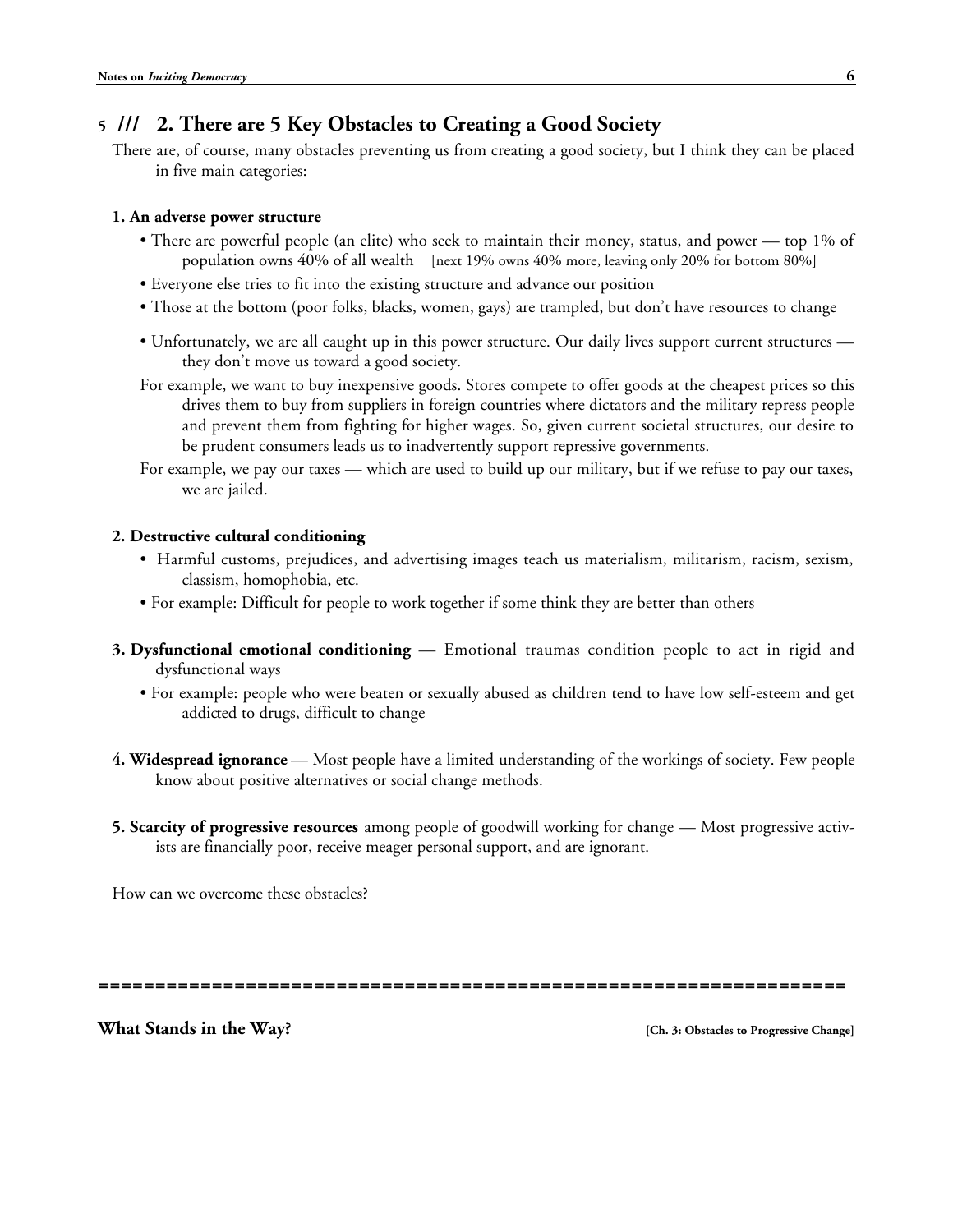## 5 /// 2. There are 5 Key Obstacles to Creating a Good Society

There are, of course, many obstacles preventing us from creating a good society, but I think they can be placed in five main categories:

**1. An adverse power structure**

- There are powerful people (an elite) who seek to maintain their money, status, and power — top 1% of population owns 40% of all wealth [next 19% owns 40% more, leaving only 20% for bottom 80%]
- Everyone else tries to fit into the existing structure and advance our position
- Those at the bottom (poor folks, blacks, women, gays) are trampled, but don't have resources to change
- Unfortunately, we are all caught up in this power structure. Our daily lives support current structures — they don't move us toward a good society.

For example, we want to buy inexpensive goods. Stores compete to offer goods at the cheapest prices so this drives them to buy from suppliers in foreign countries where dictators and the military repress people and prevent them from fighting for higher wages. So, given current societal structures, our desire to be prudent consumers leads us to inadvertently support repressive governments.

For example, we pay our taxes — which are used to build up our military, but if we refuse to pay our taxes, we are jailed.

**2. Destructive cultural conditioning**

- Harmful customs, prejudices, and advertising images teach us materialism, militarism, racism, sexism, classism, homophobia, etc.
- For example: Difficult for people to work together if some think they are better than others

**3. Dysfunctional emotional conditioning** — Emotional traumas condition people to act in rigid and dysfunctional ways

- For example: people who were beaten or sexually abused as children tend to have low self-esteem and get addicted to drugs, difficult to change

**4. Widespread ignorance** — Most people have a limited understanding of the workings of society. Few people know about positive alternatives or social change methods.

**5. Scarcity of progressive resources** among people of goodwill working for change — Most progressive activists are financially poor, receive meager personal support, and are ignorant.

How can we overcome these obstacles?

==================================================================

**What Stands in the Way?** **[Ch. 3: Obstacles to Progressive Change]**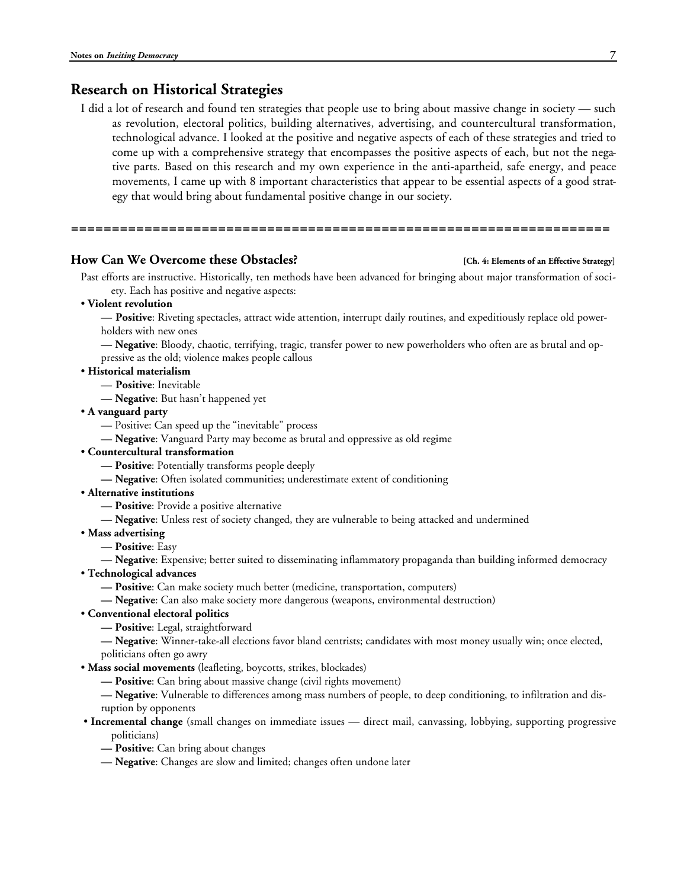## Research on Historical Strategies

I did a lot of research and found ten strategies that people use to bring about massive change in society — such as revolution, electoral politics, building alternatives, advertising, and countercultural transformation, technological advance. I looked at the positive and negative aspects of each of these strategies and tried to come up with a comprehensive strategy that encompasses the positive aspects of each, but not the negative parts. Based on this research and my own experience in the anti-apartheid, safe energy, and peace movements, I came up with 8 important characteristics that appear to be essential aspects of a good strategy that would bring about fundamental positive change in our society.

==================================================================

### How Can We Overcome these Obstacles? [Ch. 4: Elements of an Effective Strategy]

Past efforts are instructive. Historically, ten methods have been advanced for bringing about major transformation of society. Each has positive and negative aspects:

- **Violent revolution**
  — **Positive**: Riveting spectacles, attract wide attention, interrupt daily routines, and expeditiously replace old powerholders with new ones
  **— Negative**: Bloody, chaotic, terrifying, tragic, transfer power to new powerholders who often are as brutal and oppressive as the old; violence makes people callous
- **Historical materialism**
  — **Positive**: Inevitable
  **— Negative**: But hasn't happened yet
- **A vanguard party**
  — Positive: Can speed up the "inevitable" process
  **— Negative**: Vanguard Party may become as brutal and oppressive as old regime
- **Countercultural transformation**
  **— Positive**: Potentially transforms people deeply
  **— Negative**: Often isolated communities; underestimate extent of conditioning
- **Alternative institutions**
  **— Positive**: Provide a positive alternative
  **— Negative**: Unless rest of society changed, they are vulnerable to being attacked and undermined
- **Mass advertising**
  **— Positive**: Easy
  **— Negative**: Expensive; better suited to disseminating inflammatory propaganda than building informed democracy
- **Technological advances**
  **— Positive**: Can make society much better (medicine, transportation, computers)
  **— Negative**: Can also make society more dangerous (weapons, environmental destruction)
- **Conventional electoral politics**
  **— Positive**: Legal, straightforward
  **— Negative**: Winner-take-all elections favor bland centrists; candidates with most money usually win; once elected, politicians often go awry
- **Mass social movements** (leafleting, boycotts, strikes, blockades)
  **— Positive**: Can bring about massive change (civil rights movement)
  **— Negative**: Vulnerable to differences among mass numbers of people, to deep conditioning, to infiltration and disruption by opponents
- **Incremental change** (small changes on immediate issues — direct mail, canvassing, lobbying, supporting progressive politicians)
  **— Positive**: Can bring about changes
  **— Negative**: Changes are slow and limited; changes often undone later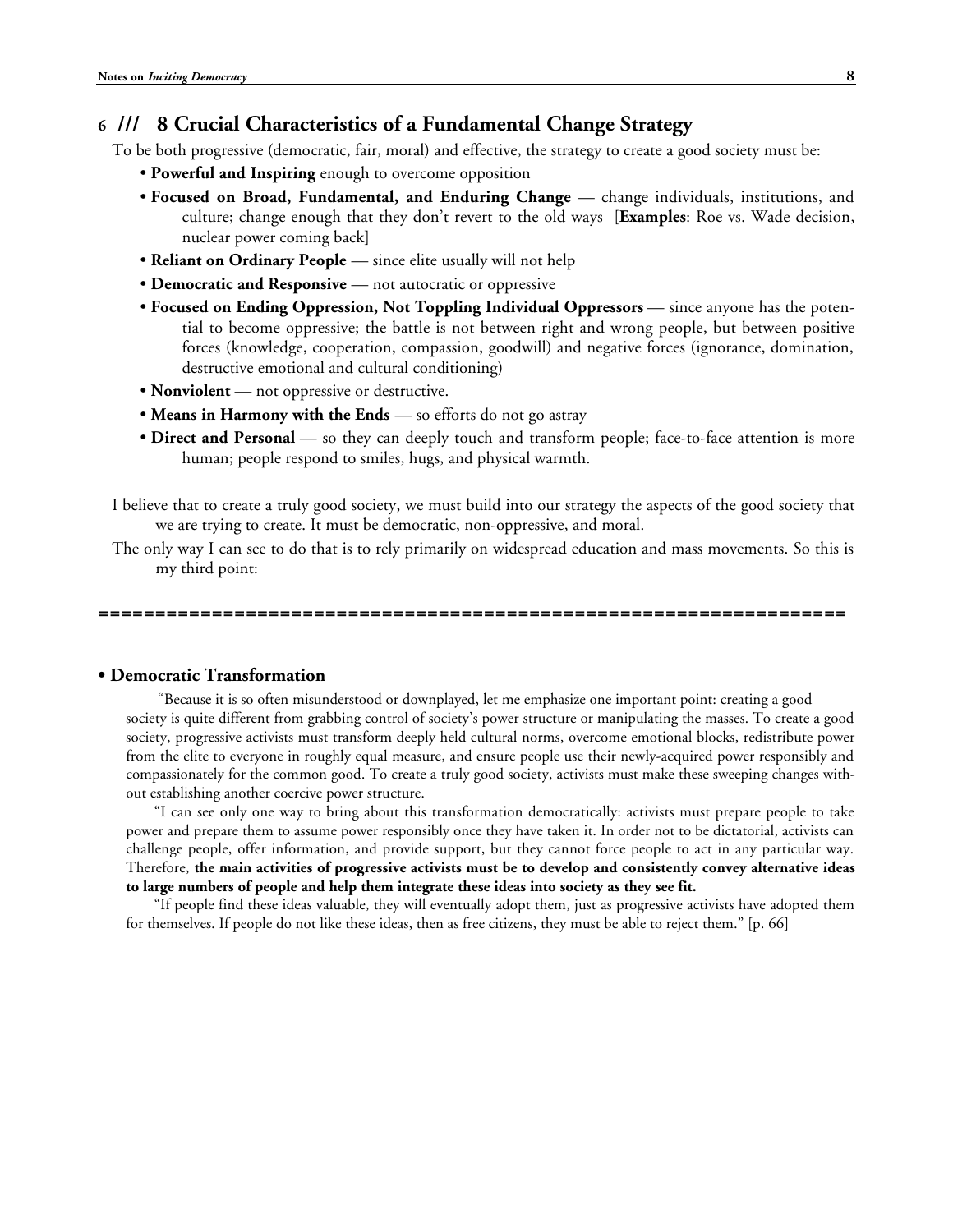## 6 /// 8 Crucial Characteristics of a Fundamental Change Strategy

To be both progressive (democratic, fair, moral) and effective, the strategy to create a good society must be:

- **Powerful and Inspiring** enough to overcome opposition
- **Focused on Broad, Fundamental, and Enduring Change** — change individuals, institutions, and culture; change enough that they don't revert to the old ways [**Examples**: Roe vs. Wade decision, nuclear power coming back]
- **Reliant on Ordinary People** — since elite usually will not help
- **Democratic and Responsive** — not autocratic or oppressive
- **Focused on Ending Oppression, Not Toppling Individual Oppressors** — since anyone has the potential to become oppressive; the battle is not between right and wrong people, but between positive forces (knowledge, cooperation, compassion, goodwill) and negative forces (ignorance, domination, destructive emotional and cultural conditioning)
- **Nonviolent** — not oppressive or destructive.
- **Means in Harmony with the Ends** — so efforts do not go astray
- **Direct and Personal** — so they can deeply touch and transform people; face-to-face attention is more human; people respond to smiles, hugs, and physical warmth.

I believe that to create a truly good society, we must build into our strategy the aspects of the good society that we are trying to create. It must be democratic, non-oppressive, and moral.

The only way I can see to do that is to rely primarily on widespread education and mass movements. So this is my third point:

==================================================================

### • Democratic Transformation

"Because it is so often misunderstood or downplayed, let me emphasize one important point: creating a good society is quite different from grabbing control of society's power structure or manipulating the masses. To create a good society, progressive activists must transform deeply held cultural norms, overcome emotional blocks, redistribute power from the elite to everyone in roughly equal measure, and ensure people use their newly-acquired power responsibly and compassionately for the common good. To create a truly good society, activists must make these sweeping changes without establishing another coercive power structure.

"I can see only one way to bring about this transformation democratically: activists must prepare people to take power and prepare them to assume power responsibly once they have taken it. In order not to be dictatorial, activists can challenge people, offer information, and provide support, but they cannot force people to act in any particular way. Therefore, **the main activities of progressive activists must be to develop and consistently convey alternative ideas to large numbers of people and help them integrate these ideas into society as they see fit.**

"If people find these ideas valuable, they will eventually adopt them, just as progressive activists have adopted them for themselves. If people do not like these ideas, then as free citizens, they must be able to reject them." [p. 66]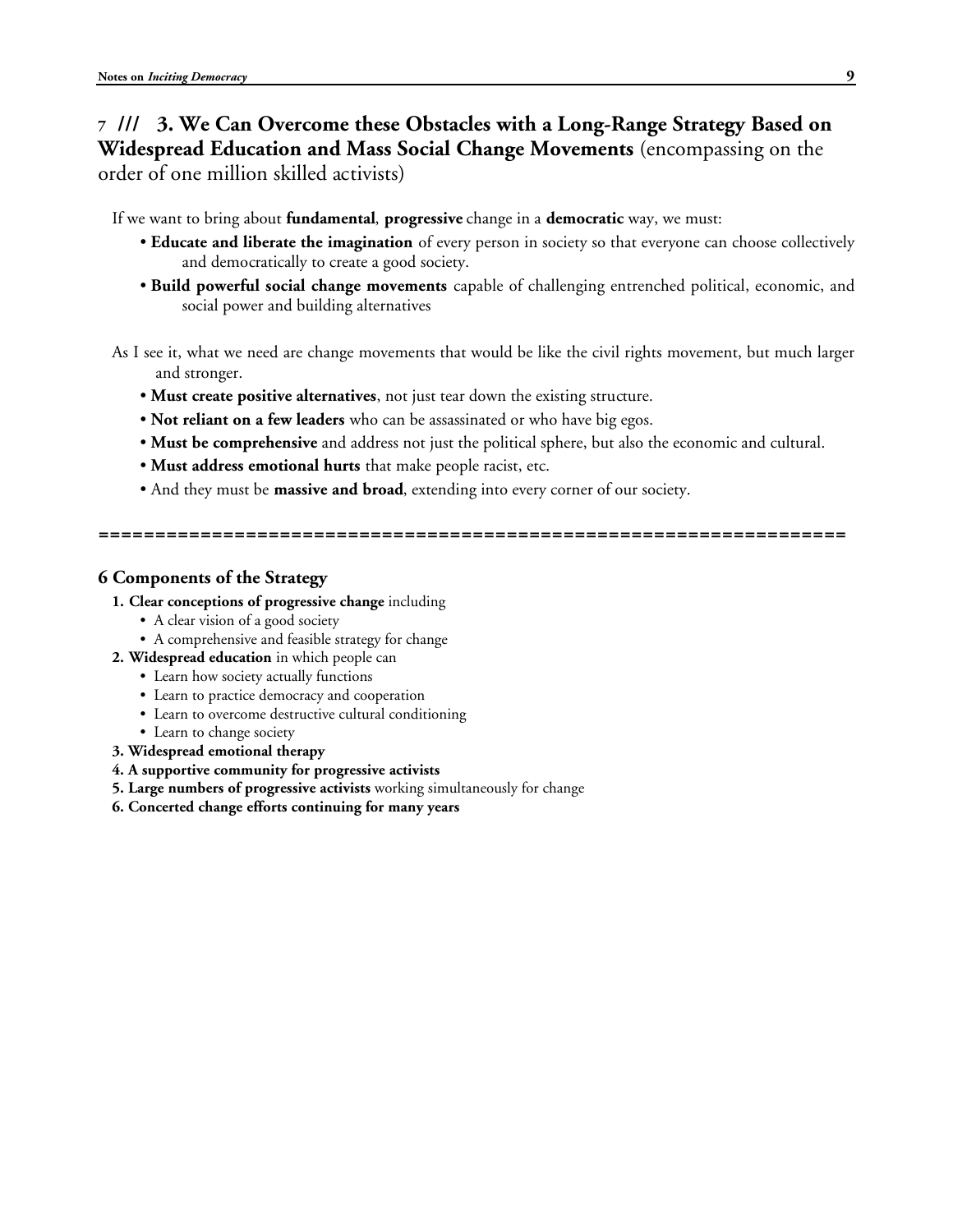## 7 /// 3. We Can Overcome these Obstacles with a Long-Range Strategy Based on Widespread Education and Mass Social Change Movements (encompassing on the order of one million skilled activists)

If we want to bring about **fundamental**, **progressive** change in a **democratic** way, we must:

- **Educate and liberate the imagination** of every person in society so that everyone can choose collectively and democratically to create a good society.
- **Build powerful social change movements** capable of challenging entrenched political, economic, and social power and building alternatives

As I see it, what we need are change movements that would be like the civil rights movement, but much larger and stronger.

- **Must create positive alternatives**, not just tear down the existing structure.
- **Not reliant on a few leaders** who can be assassinated or who have big egos.
- **Must be comprehensive** and address not just the political sphere, but also the economic and cultural.
- **Must address emotional hurts** that make people racist, etc.
- And they must be **massive and broad**, extending into every corner of our society.

==============================================================

### 6 Components of the Strategy

1. **Clear conceptions of progressive change** including
   - A clear vision of a good society
   - A comprehensive and feasible strategy for change
2. **Widespread education** in which people can
   - Learn how society actually functions
   - Learn to practice democracy and cooperation
   - Learn to overcome destructive cultural conditioning
   - Learn to change society
3. **Widespread emotional therapy**
4. **A supportive community for progressive activists**
5. **Large numbers of progressive activists** working simultaneously for change
6. **Concerted change efforts continuing for many years**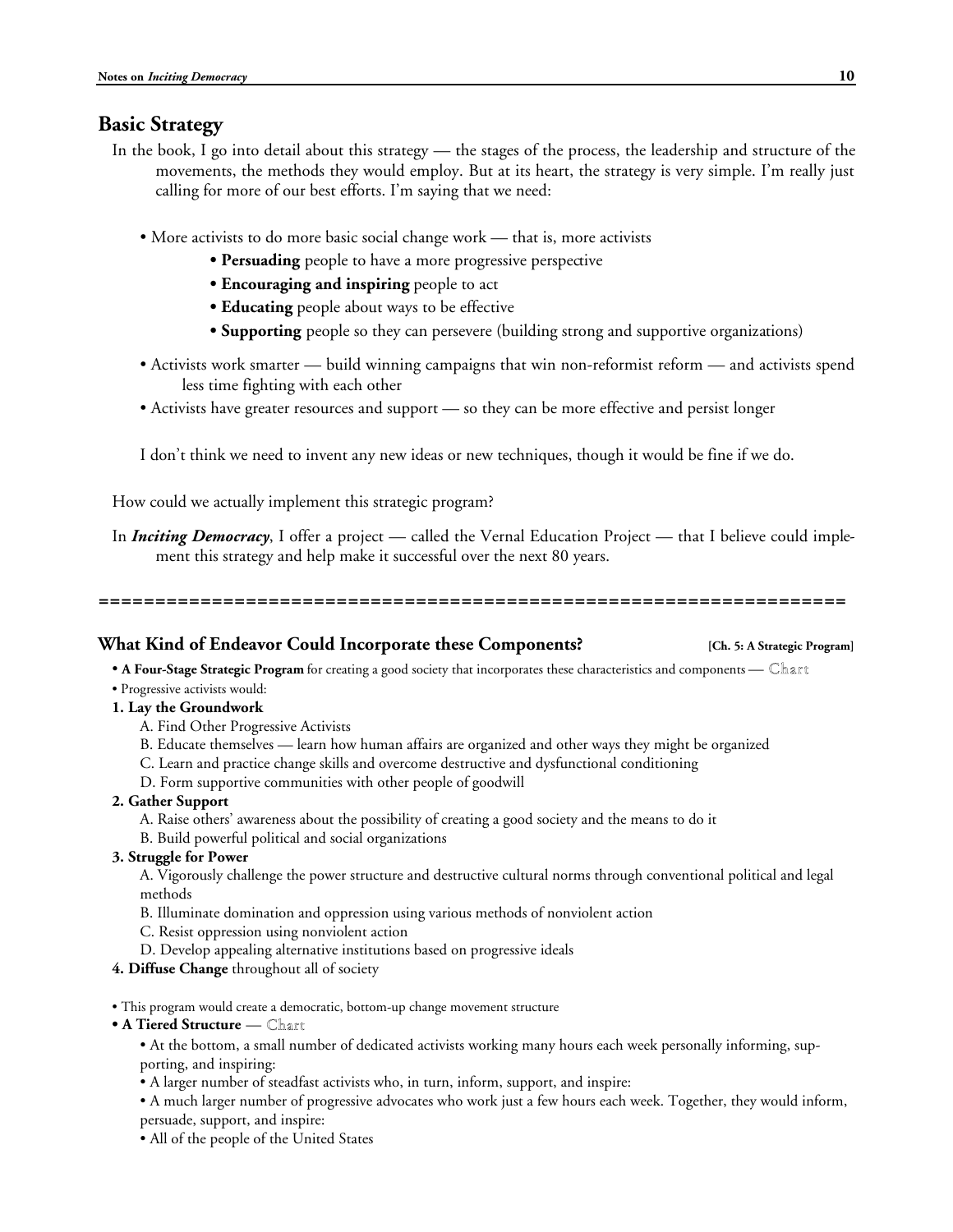## Basic Strategy

In the book, I go into detail about this strategy — the stages of the process, the leadership and structure of the movements, the methods they would employ. But at its heart, the strategy is very simple. I'm really just calling for more of our best efforts. I'm saying that we need:

- More activists to do more basic social change work — that is, more activists
  - **Persuading** people to have a more progressive perspective
  - **Encouraging and inspiring** people to act
  - **Educating** people about ways to be effective
  - **Supporting** people so they can persevere (building strong and supportive organizations)
- Activists work smarter — build winning campaigns that win non-reformist reform — and activists spend less time fighting with each other
- Activists have greater resources and support — so they can be more effective and persist longer

I don't think we need to invent any new ideas or new techniques, though it would be fine if we do.

How could we actually implement this strategic program?

In ***Inciting Democracy***, I offer a project — called the Vernal Education Project — that I believe could implement this strategy and help make it successful over the next 80 years.

==================================================================

### What Kind of Endeavor Could Incorporate these Components? [Ch. 5: A Strategic Program]

- **A Four-Stage Strategic Program** for creating a good society that incorporates these characteristics and components — Chart
- Progressive activists would:

**1. Lay the Groundwork**

A. Find Other Progressive Activists
B. Educate themselves — learn how human affairs are organized and other ways they might be organized
C. Learn and practice change skills and overcome destructive and dysfunctional conditioning
D. Form supportive communities with other people of goodwill

**2. Gather Support**

A. Raise others' awareness about the possibility of creating a good society and the means to do it
B. Build powerful political and social organizations

**3. Struggle for Power**

A. Vigorously challenge the power structure and destructive cultural norms through conventional political and legal methods
B. Illuminate domination and oppression using various methods of nonviolent action
C. Resist oppression using nonviolent action
D. Develop appealing alternative institutions based on progressive ideals

**4. Diffuse Change** throughout all of society

- This program would create a democratic, bottom-up change movement structure
- **A Tiered Structure** — Chart
  - At the bottom, a small number of dedicated activists working many hours each week personally informing, supporting, and inspiring:
  - A larger number of steadfast activists who, in turn, inform, support, and inspire:
  - A much larger number of progressive advocates who work just a few hours each week. Together, they would inform, persuade, support, and inspire:
  - All of the people of the United States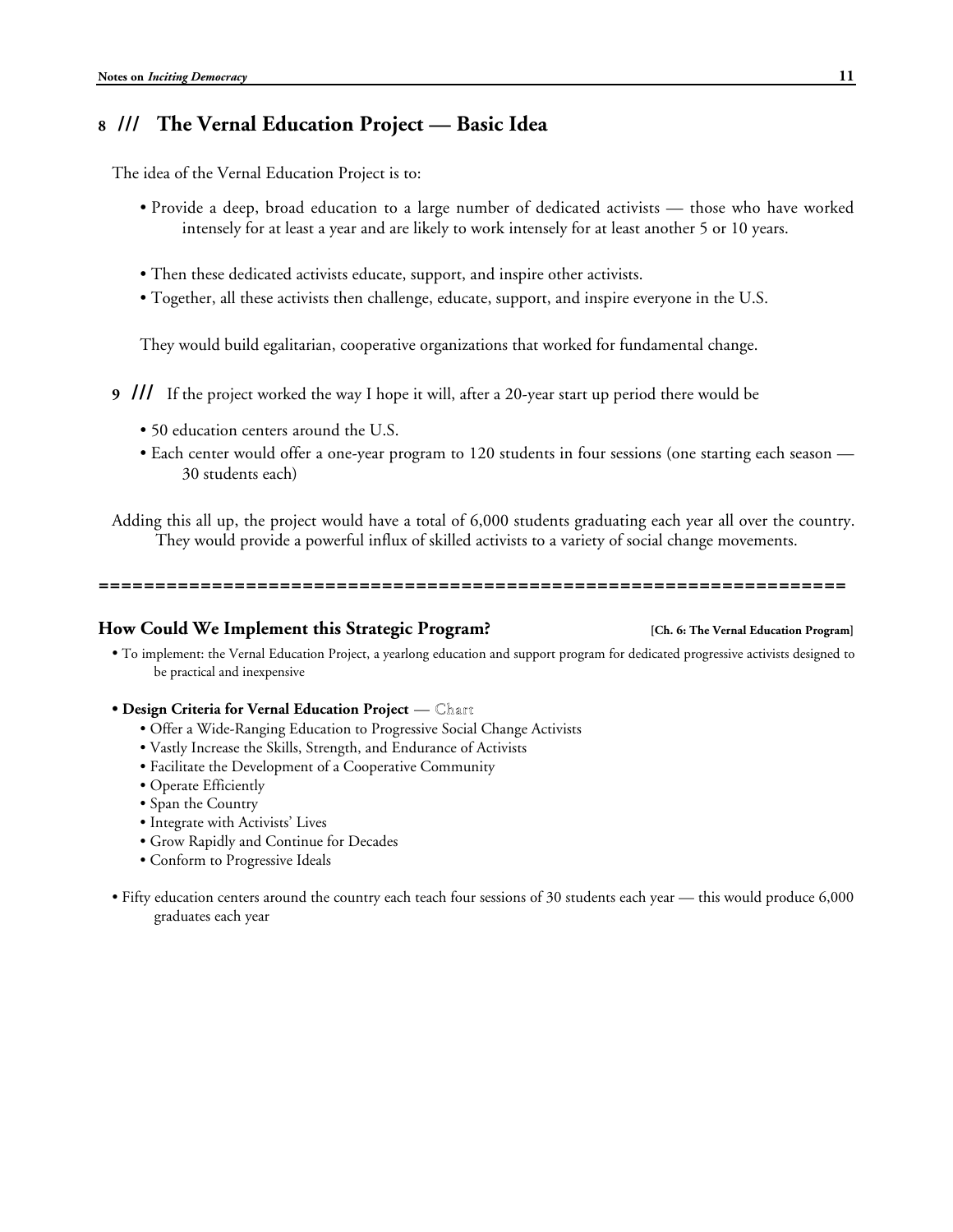## 8 /// The Vernal Education Project — Basic Idea

The idea of the Vernal Education Project is to:

- Provide a deep, broad education to a large number of dedicated activists — those who have worked intensely for at least a year and are likely to work intensely for at least another 5 or 10 years.

- Then these dedicated activists educate, support, and inspire other activists.
- Together, all these activists then challenge, educate, support, and inspire everyone in the U.S.

They would build egalitarian, cooperative organizations that worked for fundamental change.

**9 ///** If the project worked the way I hope it will, after a 20-year start up period there would be

- 50 education centers around the U.S.
- Each center would offer a one-year program to 120 students in four sessions (one starting each season — 30 students each)

Adding this all up, the project would have a total of 6,000 students graduating each year all over the country. They would provide a powerful influx of skilled activists to a variety of social change movements.

==================================================================

### How Could We Implement this Strategic Program? **[Ch. 6: The Vernal Education Program]**

- To implement: the Vernal Education Project, a yearlong education and support program for dedicated progressive activists designed to be practical and inexpensive

- **Design Criteria for Vernal Education Project** — Chart
  - Offer a Wide-Ranging Education to Progressive Social Change Activists
  - Vastly Increase the Skills, Strength, and Endurance of Activists
  - Facilitate the Development of a Cooperative Community
  - Operate Efficiently
  - Span the Country
  - Integrate with Activists' Lives
  - Grow Rapidly and Continue for Decades
  - Conform to Progressive Ideals

- Fifty education centers around the country each teach four sessions of 30 students each year — this would produce 6,000 graduates each year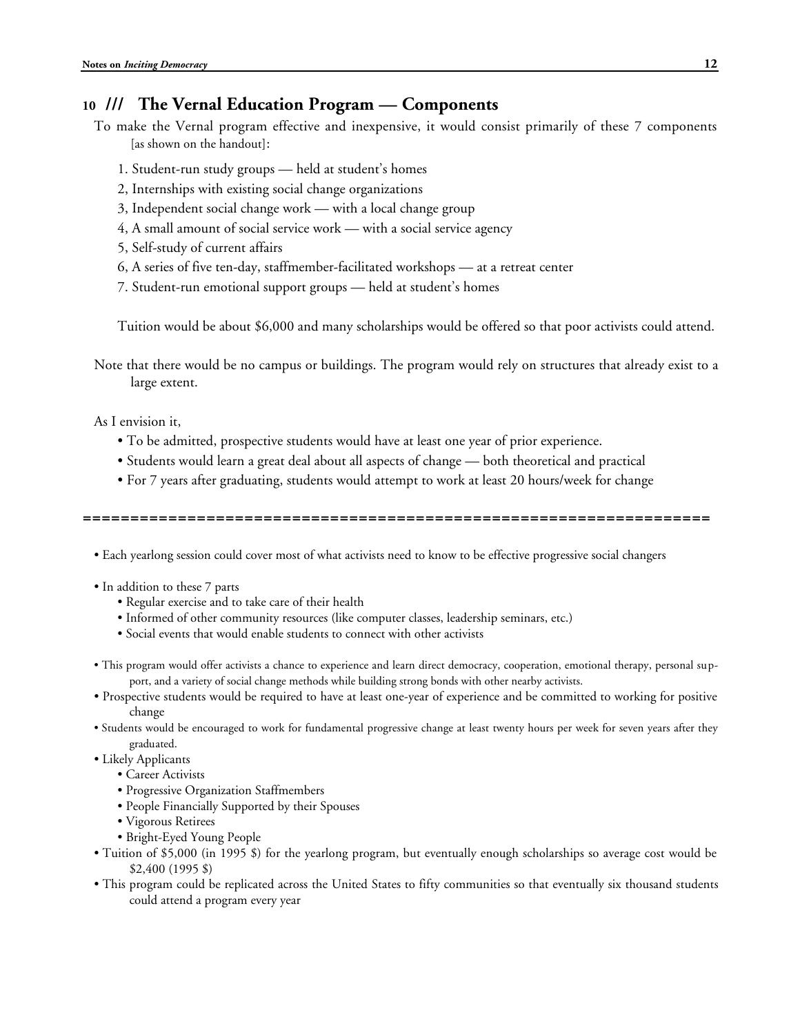## 10 /// The Vernal Education Program — Components

To make the Vernal program effective and inexpensive, it would consist primarily of these 7 components [as shown on the handout]:

1. Student-run study groups — held at student's homes
2, Internships with existing social change organizations
3, Independent social change work — with a local change group
4, A small amount of social service work — with a social service agency
5, Self-study of current affairs
6, A series of five ten-day, staffmember-facilitated workshops — at a retreat center
7. Student-run emotional support groups — held at student's homes

Tuition would be about $6,000 and many scholarships would be offered so that poor activists could attend.

Note that there would be no campus or buildings. The program would rely on structures that already exist to a large extent.

As I envision it,

- To be admitted, prospective students would have at least one year of prior experience.
- Students would learn a great deal about all aspects of change — both theoretical and practical
- For 7 years after graduating, students would attempt to work at least 20 hours/week for change

==================================================================

- Each yearlong session could cover most of what activists need to know to be effective progressive social changers
- In addition to these 7 parts
  - Regular exercise and to take care of their health
  - Informed of other community resources (like computer classes, leadership seminars, etc.)
  - Social events that would enable students to connect with other activists
- This program would offer activists a chance to experience and learn direct democracy, cooperation, emotional therapy, personal support, and a variety of social change methods while building strong bonds with other nearby activists.
- Prospective students would be required to have at least one-year of experience and be committed to working for positive change
- Students would be encouraged to work for fundamental progressive change at least twenty hours per week for seven years after they graduated.
- Likely Applicants
  - Career Activists
  - Progressive Organization Staffmembers
  - People Financially Supported by their Spouses
  - Vigorous Retirees
  - Bright-Eyed Young People
- Tuition of $5,000 (in 1995 $) for the yearlong program, but eventually enough scholarships so average cost would be $2,400 (1995 $)
- This program could be replicated across the United States to fifty communities so that eventually six thousand students could attend a program every year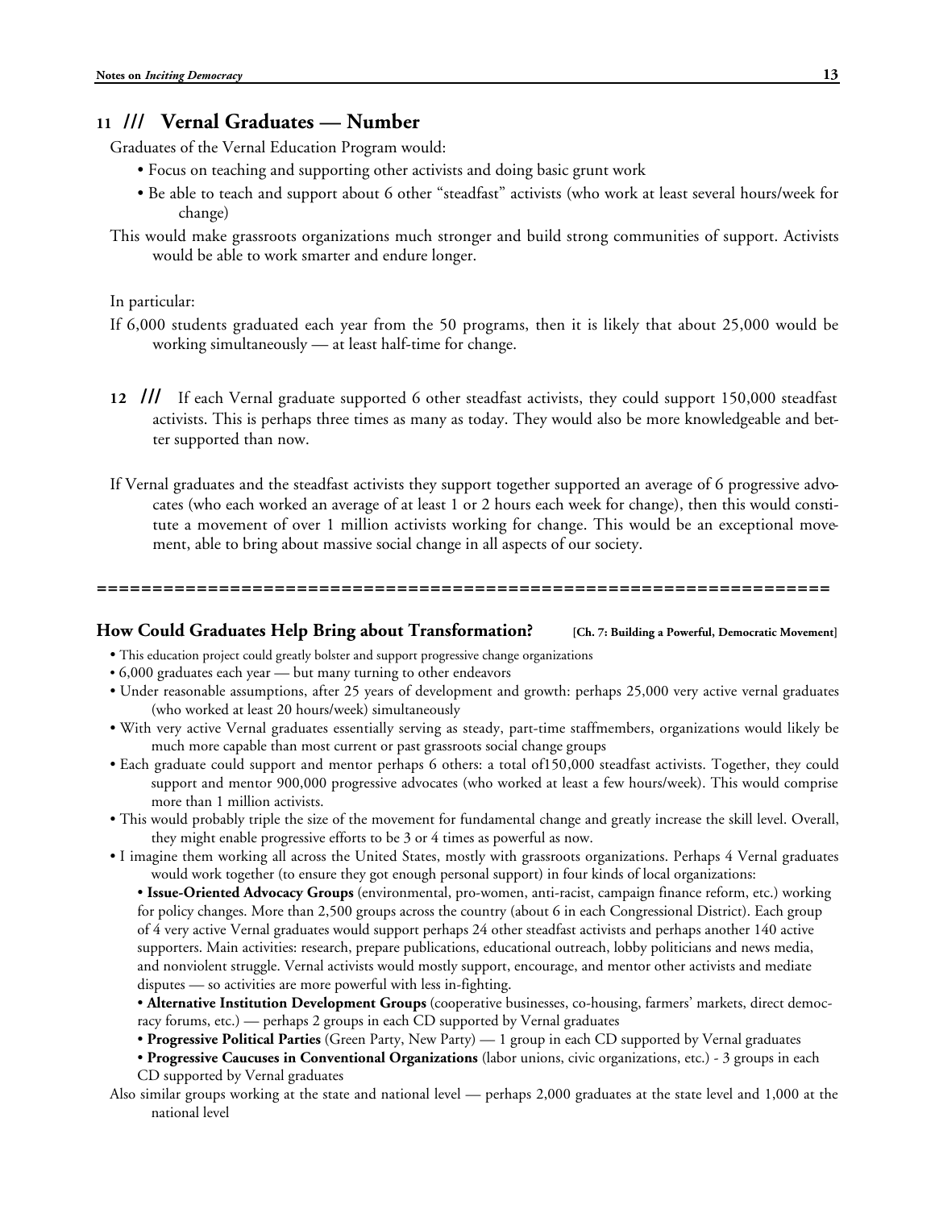## 11 /// Vernal Graduates — Number

Graduates of the Vernal Education Program would:

- Focus on teaching and supporting other activists and doing basic grunt work
- Be able to teach and support about 6 other "steadfast" activists (who work at least several hours/week for change)

This would make grassroots organizations much stronger and build strong communities of support. Activists would be able to work smarter and endure longer.

In particular:

If 6,000 students graduated each year from the 50 programs, then it is likely that about 25,000 would be working simultaneously — at least half-time for change.

**12 ///** If each Vernal graduate supported 6 other steadfast activists, they could support 150,000 steadfast activists. This is perhaps three times as many as today. They would also be more knowledgeable and better supported than now.

If Vernal graduates and the steadfast activists they support together supported an average of 6 progressive advocates (who each worked an average of at least 1 or 2 hours each week for change), then this would constitute a movement of over 1 million activists working for change. This would be an exceptional movement, able to bring about massive social change in all aspects of our society.

==================================================================

## How Could Graduates Help Bring about Transformation? [Ch. 7: Building a Powerful, Democratic Movement]

- This education project could greatly bolster and support progressive change organizations
- 6,000 graduates each year — but many turning to other endeavors
- Under reasonable assumptions, after 25 years of development and growth: perhaps 25,000 very active vernal graduates (who worked at least 20 hours/week) simultaneously
- With very active Vernal graduates essentially serving as steady, part-time staffmembers, organizations would likely be much more capable than most current or past grassroots social change groups
- Each graduate could support and mentor perhaps 6 others: a total of150,000 steadfast activists. Together, they could support and mentor 900,000 progressive advocates (who worked at least a few hours/week). This would comprise more than 1 million activists.
- This would probably triple the size of the movement for fundamental change and greatly increase the skill level. Overall, they might enable progressive efforts to be 3 or 4 times as powerful as now.
- I imagine them working all across the United States, mostly with grassroots organizations. Perhaps 4 Vernal graduates would work together (to ensure they got enough personal support) in four kinds of local organizations:
  - **Issue-Oriented Advocacy Groups** (environmental, pro-women, anti-racist, campaign finance reform, etc.) working for policy changes. More than 2,500 groups across the country (about 6 in each Congressional District). Each group of 4 very active Vernal graduates would support perhaps 24 other steadfast activists and perhaps another 140 active supporters. Main activities: research, prepare publications, educational outreach, lobby politicians and news media, and nonviolent struggle. Vernal activists would mostly support, encourage, and mentor other activists and mediate disputes — so activities are more powerful with less in-fighting.
  - **Alternative Institution Development Groups** (cooperative businesses, co-housing, farmers' markets, direct democracy forums, etc.) — perhaps 2 groups in each CD supported by Vernal graduates
  - **Progressive Political Parties** (Green Party, New Party) — 1 group in each CD supported by Vernal graduates
  - **Progressive Caucuses in Conventional Organizations** (labor unions, civic organizations, etc.) - 3 groups in each CD supported by Vernal graduates

Also similar groups working at the state and national level — perhaps 2,000 graduates at the state level and 1,000 at the national level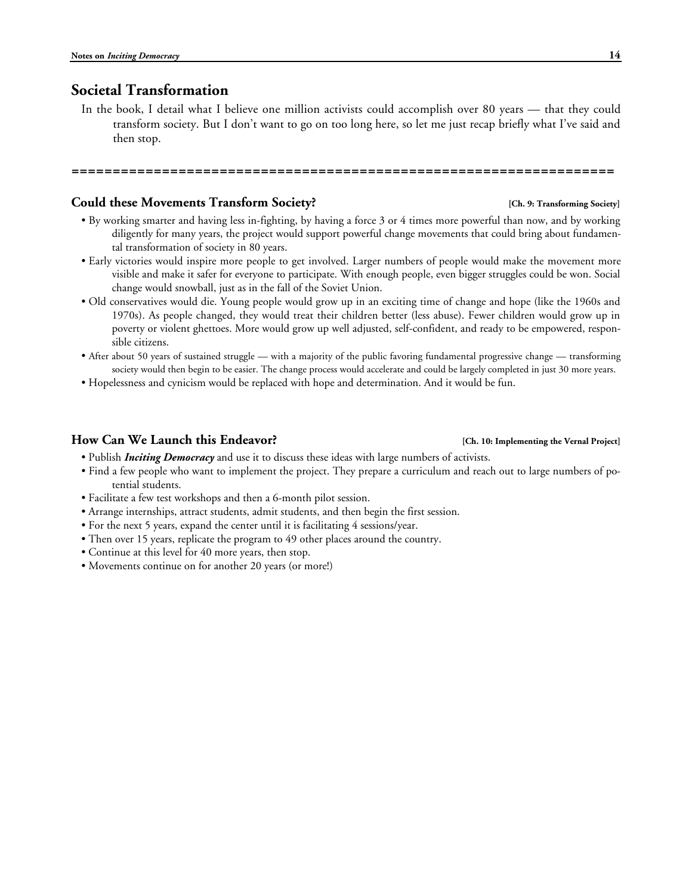## Societal Transformation

In the book, I detail what I believe one million activists could accomplish over 80 years — that they could transform society. But I don't want to go on too long here, so let me just recap briefly what I've said and then stop.

==================================================================

### Could these Movements Transform Society? [Ch. 9: Transforming Society]

- By working smarter and having less in-fighting, by having a force 3 or 4 times more powerful than now, and by working diligently for many years, the project would support powerful change movements that could bring about fundamental transformation of society in 80 years.
- Early victories would inspire more people to get involved. Larger numbers of people would make the movement more visible and make it safer for everyone to participate. With enough people, even bigger struggles could be won. Social change would snowball, just as in the fall of the Soviet Union.
- Old conservatives would die. Young people would grow up in an exciting time of change and hope (like the 1960s and 1970s). As people changed, they would treat their children better (less abuse). Fewer children would grow up in poverty or violent ghettoes. More would grow up well adjusted, self-confident, and ready to be empowered, responsible citizens.
- After about 50 years of sustained struggle — with a majority of the public favoring fundamental progressive change — transforming society would then begin to be easier. The change process would accelerate and could be largely completed in just 30 more years.
- Hopelessness and cynicism would be replaced with hope and determination. And it would be fun.

### How Can We Launch this Endeavor? [Ch. 10: Implementing the Vernal Project]

- Publish ***Inciting Democracy*** and use it to discuss these ideas with large numbers of activists.
- Find a few people who want to implement the project. They prepare a curriculum and reach out to large numbers of potential students.
- Facilitate a few test workshops and then a 6-month pilot session.
- Arrange internships, attract students, admit students, and then begin the first session.
- For the next 5 years, expand the center until it is facilitating 4 sessions/year.
- Then over 15 years, replicate the program to 49 other places around the country.
- Continue at this level for 40 more years, then stop.
- Movements continue on for another 20 years (or more!)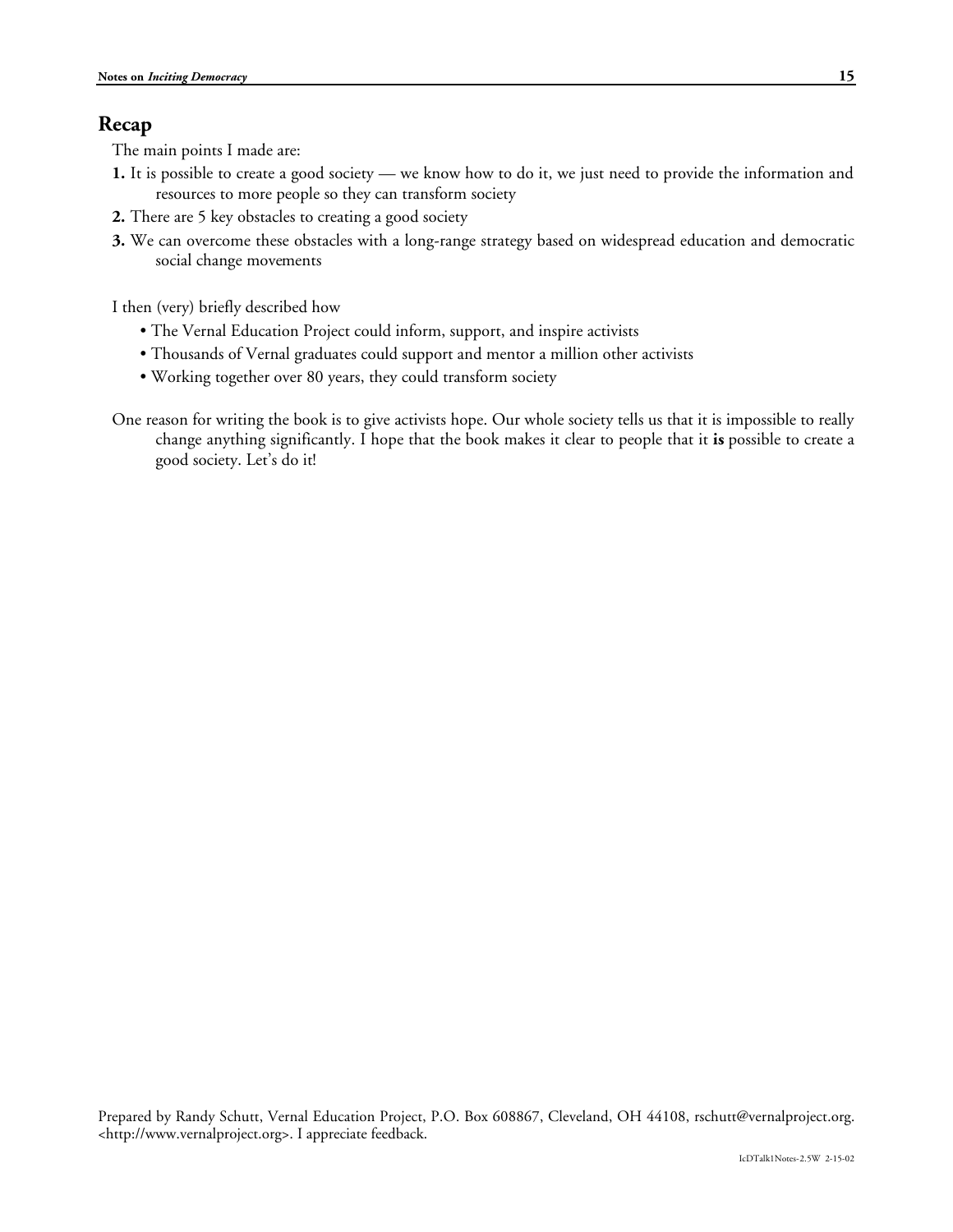## Recap

The main points I made are:

**1.** It is possible to create a good society — we know how to do it, we just need to provide the information and resources to more people so they can transform society

**2.** There are 5 key obstacles to creating a good society

**3.** We can overcome these obstacles with a long-range strategy based on widespread education and democratic social change movements

I then (very) briefly described how

- The Vernal Education Project could inform, support, and inspire activists
- Thousands of Vernal graduates could support and mentor a million other activists
- Working together over 80 years, they could transform society

One reason for writing the book is to give activists hope. Our whole society tells us that it is impossible to really change anything significantly. I hope that the book makes it clear to people that it **is** possible to create a good society. Let's do it!

Prepared by Randy Schutt, Vernal Education Project, P.O. Box 608867, Cleveland, OH 44108, rschutt@vernalproject.org. <http://www.vernalproject.org>. I appreciate feedback.

IcDTalk1Notes-2.5W 2-15-02